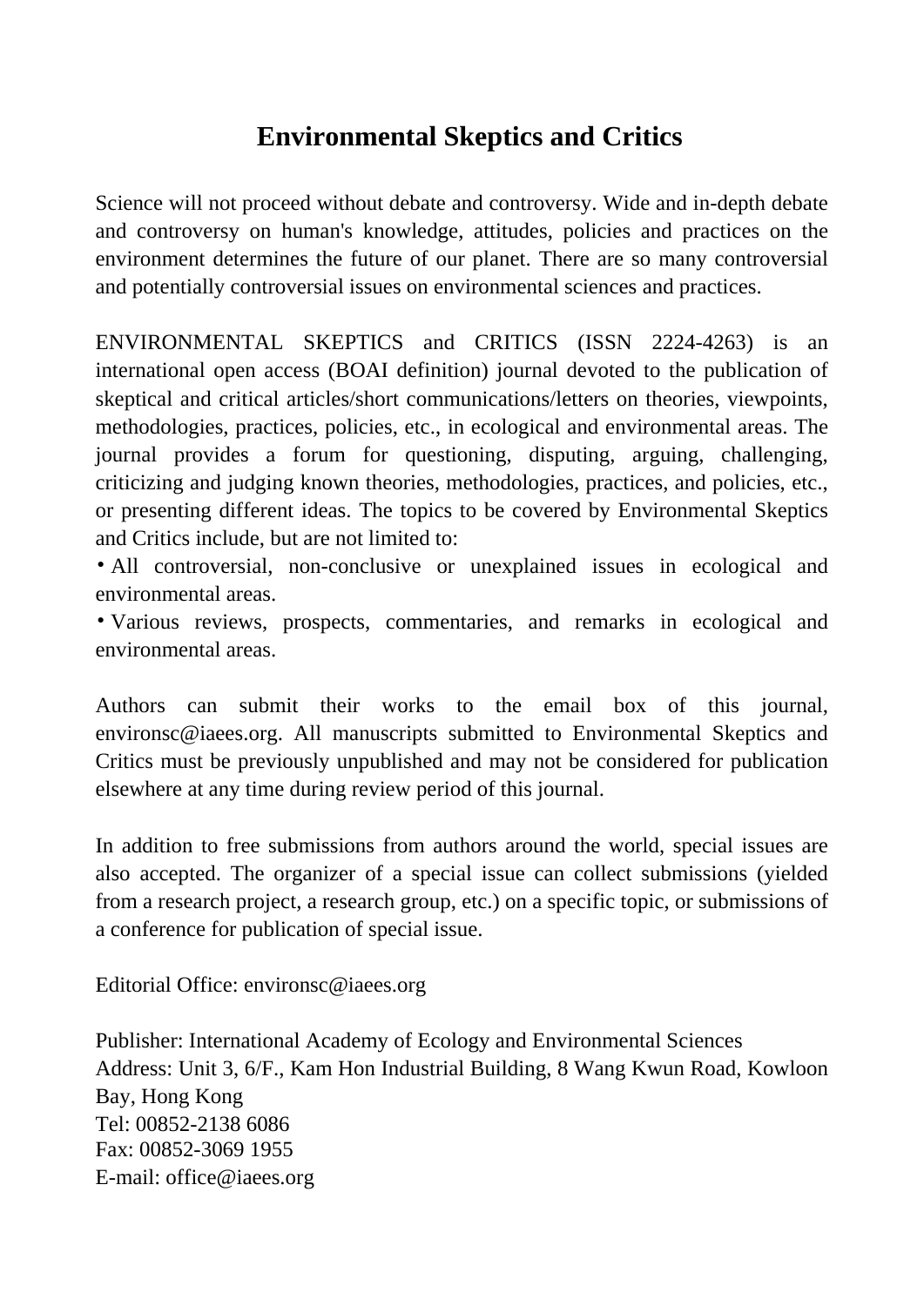# Environmental Skeptics and Critics

Science will not proceed without debate and controversy. Wide and in-depth debate and controversy on human's knowledge, attitudes, policies and practices on the environment determines the future of our planet. There are so many controversial and potentially controversial issues on environmental sciences and practices.

ENVIRONMENTAL SKEPTICS and CRITICS (ISSN 2224-4263) is an international open access (BOAI definition) journal devoted to the publication of skeptical and critical articles/short communications/letters on theories, viewpoints, methodologies, practices, policies, etc., in ecological and environmental areas. The journal provides a forum for questioning, disputing, arguing, challenging, criticizing and judging known theories, methodologies, practices, and policies, etc., or presenting different ideas. The topics to be covered by Environmental Skeptics and Critics include, but are not limited to:

- All controversial, non-conclusive or unexplained issues in ecological and environmental areas.
- Various reviews, prospects, commentaries, and remarks in ecological and environmental areas.

Authors can submit their works to the email box of this journal, environsc@iaees.org. All manuscripts submitted to Environmental Skeptics and Critics must be previously unpublished and may not be considered for publication elsewhere at any time during review period of this journal.

In addition to free submissions from authors around the world, special issues are also accepted. The organizer of a special issue can collect submissions (yielded from a research project, a research group, etc.) on a specific topic, or submissions of a conference for publication of special issue.

Editorial Office: environsc@iaees.org

Publisher: International Academy of Ecology and Environmental Sciences
Address: Unit 3, 6/F., Kam Hon Industrial Building, 8 Wang Kwun Road, Kowloon Bay, Hong Kong
Tel: 00852-2138 6086
Fax: 00852-3069 1955
E-mail: office@iaees.org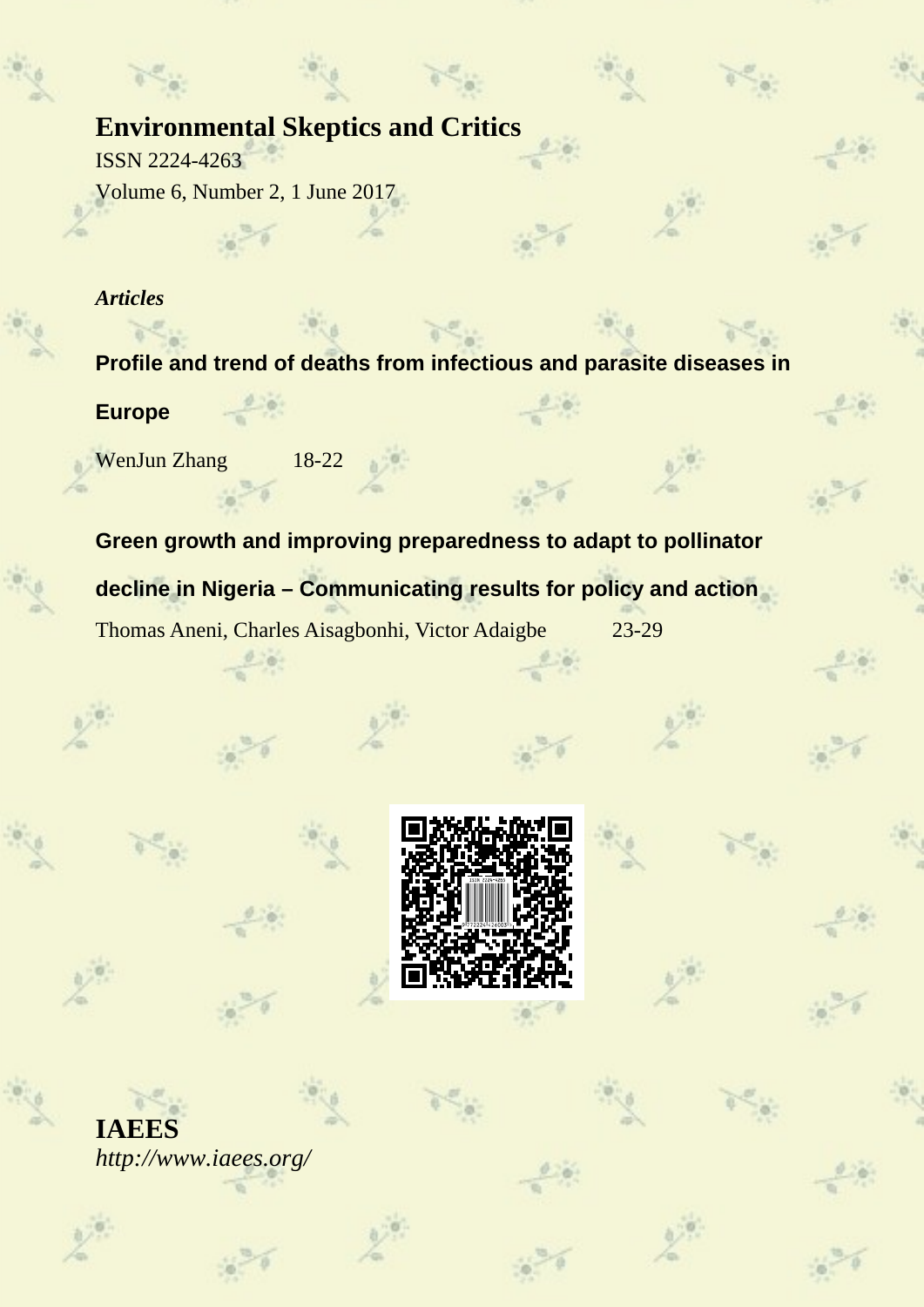# Environmental Skeptics and Critics

ISSN 2224-4263

Volume 6, Number 2, 1 June 2017

*Articles*

**Profile and trend of deaths from infectious and parasite diseases in Europe**

WenJun Zhang 18-22

**Green growth and improving preparedness to adapt to pollinator decline in Nigeria – Communicating results for policy and action**

Thomas Aneni, Charles Aisagbonhi, Victor Adaigbe 23-29

**IAEES**

*http://www.iaees.org/*